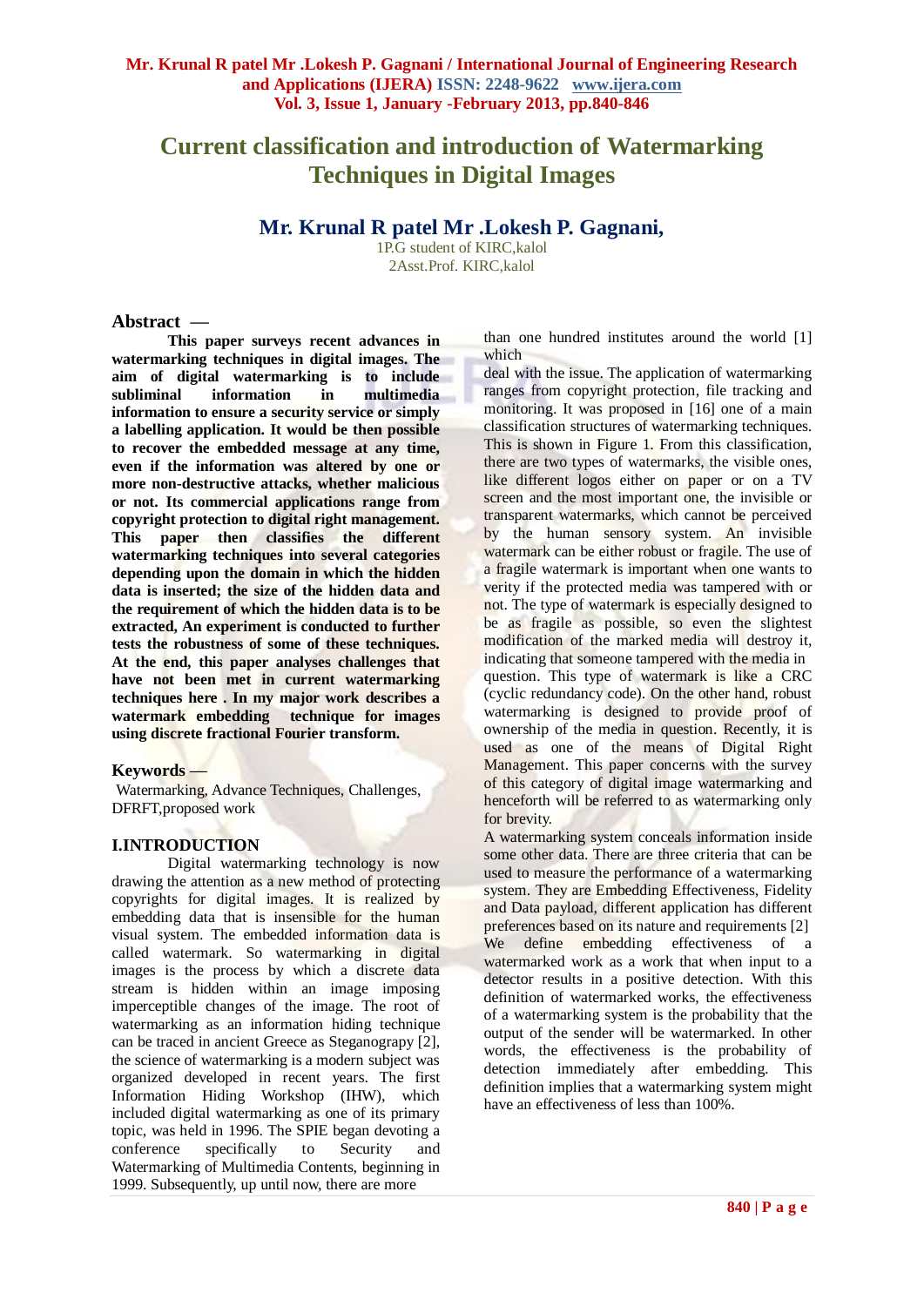# Current classification and introduction of Watermarking Techniques in Digital Images

## Mr. Krunal R patel Mr .Lokesh P. Gagnani,

1P.G student of KIRC,kalol
2Asst.Prof. KIRC,kalol

### Abstract —

**This paper surveys recent advances in watermarking techniques in digital images. The aim of digital watermarking is to include subliminal information in multimedia information to ensure a security service or simply a labelling application. It would be then possible to recover the embedded message at any time, even if the information was altered by one or more non-destructive attacks, whether malicious or not. Its commercial applications range from copyright protection to digital right management. This paper then classifies the different watermarking techniques into several categories depending upon the domain in which the hidden data is inserted; the size of the hidden data and the requirement of which the hidden data is to be extracted, An experiment is conducted to further tests the robustness of some of these techniques. At the end, this paper analyses challenges that have not been met in current watermarking techniques here . In my major work describes a watermark embedding technique for images using discrete fractional Fourier transform.**

### Keywords —

Watermarking, Advance Techniques, Challenges, DFRFT,proposed work

### I.INTRODUCTION

Digital watermarking technology is now drawing the attention as a new method of protecting copyrights for digital images. It is realized by embedding data that is insensible for the human visual system. The embedded information data is called watermark. So watermarking in digital images is the process by which a discrete data stream is hidden within an image imposing imperceptible changes of the image. The root of watermarking as an information hiding technique can be traced in ancient Greece as Steganograpy [2], the science of watermarking is a modern subject was organized developed in recent years. The first Information Hiding Workshop (IHW), which included digital watermarking as one of its primary topic, was held in 1996. The SPIE began devoting a conference specifically to Security and Watermarking of Multimedia Contents, beginning in 1999. Subsequently, up until now, there are more than one hundred institutes around the world [1] which
deal with the issue. The application of watermarking ranges from copyright protection, file tracking and monitoring. It was proposed in [16] one of a main classification structures of watermarking techniques. This is shown in Figure 1. From this classification, there are two types of watermarks, the visible ones, like different logos either on paper or on a TV screen and the most important one, the invisible or transparent watermarks, which cannot be perceived by the human sensory system. An invisible watermark can be either robust or fragile. The use of a fragile watermark is important when one wants to verity if the protected media was tampered with or not. The type of watermark is especially designed to be as fragile as possible, so even the slightest modification of the marked media will destroy it, indicating that someone tampered with the media in question. This type of watermark is like a CRC (cyclic redundancy code). On the other hand, robust watermarking is designed to provide proof of ownership of the media in question. Recently, it is used as one of the means of Digital Right Management. This paper concerns with the survey of this category of digital image watermarking and henceforth will be referred to as watermarking only for brevity.

A watermarking system conceals information inside some other data. There are three criteria that can be used to measure the performance of a watermarking system. They are Embedding Effectiveness, Fidelity and Data payload, different application has different preferences based on its nature and requirements [2]

We define embedding effectiveness of a watermarked work as a work that when input to a detector results in a positive detection. With this definition of watermarked works, the effectiveness of a watermarking system is the probability that the output of the sender will be watermarked. In other words, the effectiveness is the probability of detection immediately after embedding. This definition implies that a watermarking system might have an effectiveness of less than 100%.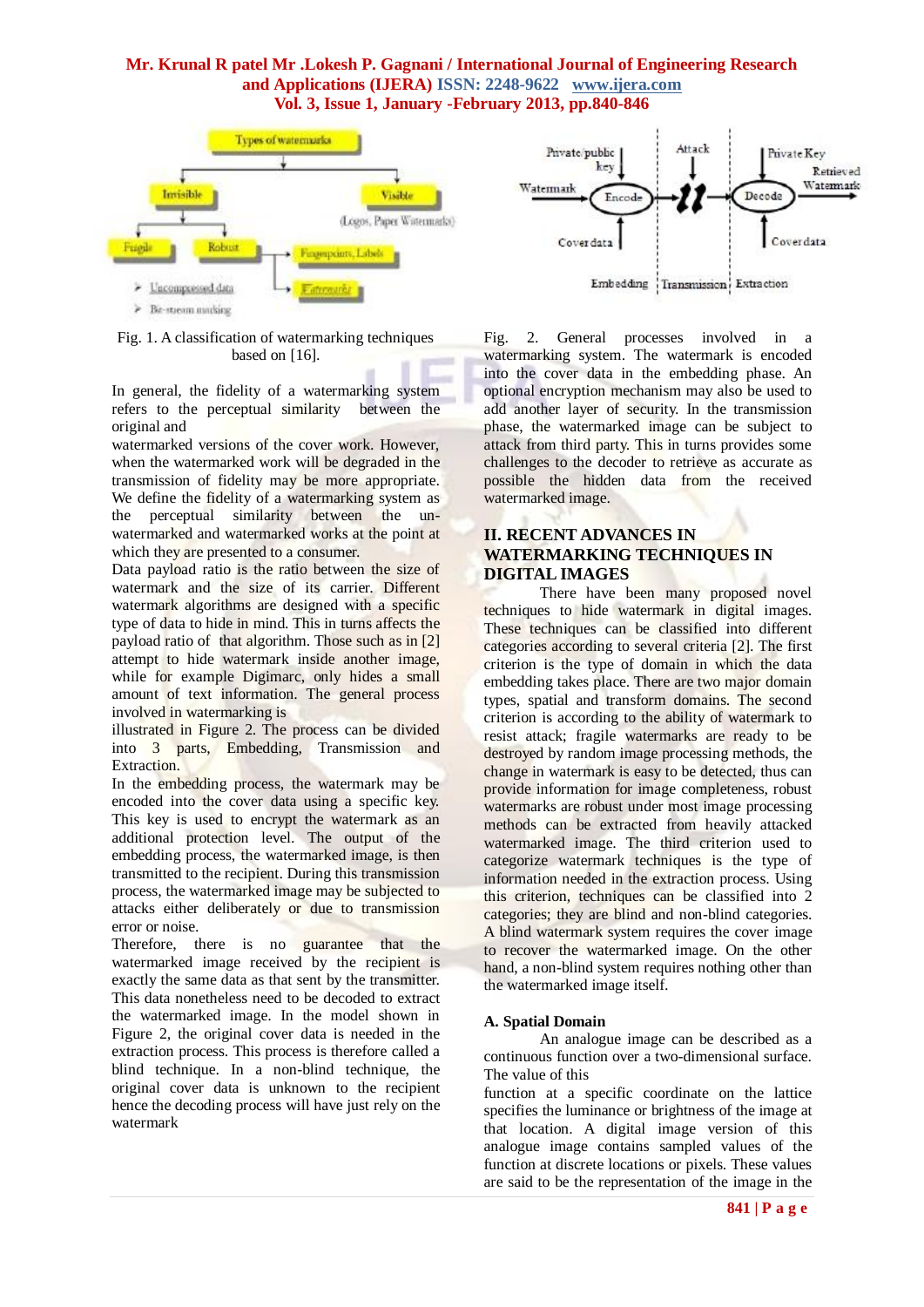Fig. 1. A classification of watermarking techniques based on [16].

In general, the fidelity of a watermarking system refers to the perceptual similarity between the original and watermarked versions of the cover work. However, when the watermarked work will be degraded in the transmission of fidelity may be more appropriate. We define the fidelity of a watermarking system as the perceptual similarity between the un-watermarked and watermarked works at the point at which they are presented to a consumer.

Data payload ratio is the ratio between the size of watermark and the size of its carrier. Different watermark algorithms are designed with a specific type of data to hide in mind. This in turns affects the payload ratio of that algorithm. Those such as in [2] attempt to hide watermark inside another image, while for example Digimarc, only hides a small amount of text information. The general process involved in watermarking is illustrated in Figure 2. The process can be divided into 3 parts, Embedding, Transmission and Extraction.

In the embedding process, the watermark may be encoded into the cover data using a specific key. This key is used to encrypt the watermark as an additional protection level. The output of the embedding process, the watermarked image, is then transmitted to the recipient. During this transmission process, the watermarked image may be subjected to attacks either deliberately or due to transmission error or noise.

Therefore, there is no guarantee that the watermarked image received by the recipient is exactly the same data as that sent by the transmitter. This data nonetheless need to be decoded to extract the watermarked image. In the model shown in Figure 2, the original cover data is needed in the extraction process. This process is therefore called a blind technique. In a non-blind technique, the original cover data is unknown to the recipient hence the decoding process will have just rely on the watermark

Fig. 2. General processes involved in a watermarking system. The watermark is encoded into the cover data in the embedding phase. An optional encryption mechanism may also be used to add another layer of security. In the transmission phase, the watermarked image can be subject to attack from third party. This in turns provides some challenges to the decoder to retrieve as accurate as possible the hidden data from the received watermarked image.

## II. RECENT ADVANCES IN WATERMARKING TECHNIQUES IN DIGITAL IMAGES

There have been many proposed novel techniques to hide watermark in digital images. These techniques can be classified into different categories according to several criteria [2]. The first criterion is the type of domain in which the data embedding takes place. There are two major domain types, spatial and transform domains. The second criterion is according to the ability of watermark to resist attack; fragile watermarks are ready to be destroyed by random image processing methods, the change in watermark is easy to be detected, thus can provide information for image completeness, robust watermarks are robust under most image processing methods can be extracted from heavily attacked watermarked image. The third criterion used to categorize watermark techniques is the type of information needed in the extraction process. Using this criterion, techniques can be classified into 2 categories; they are blind and non-blind categories. A blind watermark system requires the cover image to recover the watermarked image. On the other hand, a non-blind system requires nothing other than the watermarked image itself.

### A. Spatial Domain

An analogue image can be described as a continuous function over a two-dimensional surface. The value of this function at a specific coordinate on the lattice specifies the luminance or brightness of the image at that location. A digital version of this analogue image contains sampled values of the function at discrete locations or pixels. These values are said to be the representation of the image in the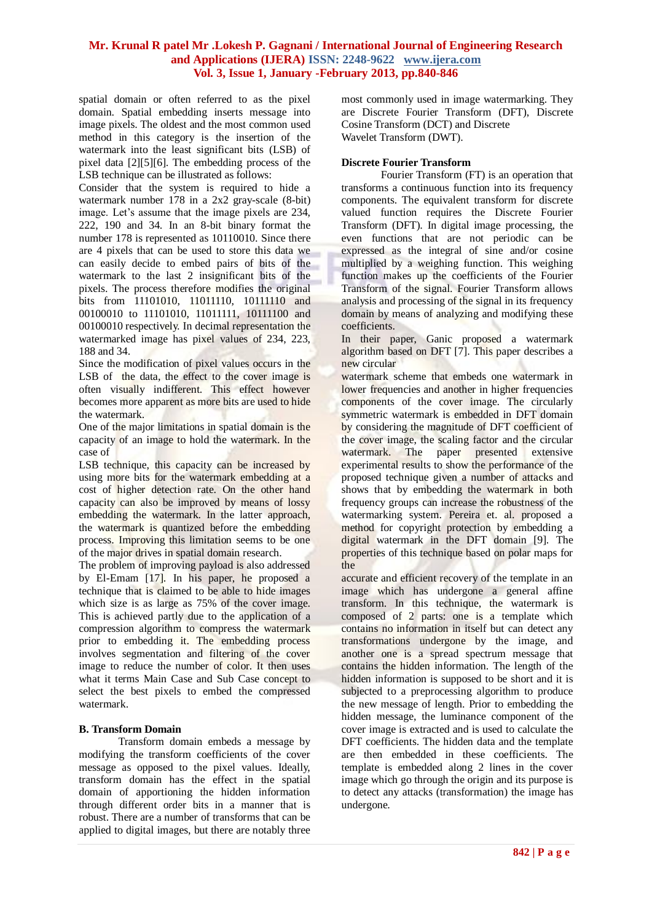spatial domain or often referred to as the pixel domain. Spatial embedding inserts message into image pixels. The oldest and the most common used method in this category is the insertion of the watermark into the least significant bits (LSB) of pixel data [2][5][6]. The embedding process of the LSB technique can be illustrated as follows:

Consider that the system is required to hide a watermark number 178 in a 2x2 gray-scale (8-bit) image. Let's assume that the image pixels are 234, 222, 190 and 34. In an 8-bit binary format the number 178 is represented as 10110010. Since there are 4 pixels that can be used to store this data we can easily decide to embed pairs of bits of the watermark to the last 2 insignificant bits of the pixels. The process therefore modifies the original bits from 11101010, 11011110, 10111110 and 00100010 to 11101010, 11011111, 10111100 and 00100010 respectively. In decimal representation the watermarked image has pixel values of 234, 223, 188 and 34.

Since the modification of pixel values occurs in the LSB of the data, the effect to the cover image is often visually indifferent. This effect however becomes more apparent as more bits are used to hide the watermark.

One of the major limitations in spatial domain is the capacity of an image to hold the watermark. In the case of LSB technique, this capacity can be increased by using more bits for the watermark embedding at a cost of higher detection rate. On the other hand capacity can also be improved by means of lossy embedding the watermark. In the latter approach, the watermark is quantized before the embedding process. Improving this limitation seems to be one of the major drives in spatial domain research.

The problem of improving payload is also addressed by El-Emam [17]. In his paper, he proposed a technique that is claimed to be able to hide images which size is as large as 75% of the cover image. This is achieved partly due to the application of a compression algorithm to compress the watermark prior to embedding it. The embedding process involves segmentation and filtering of the cover image to reduce the number of color. It then uses what it terms Main Case and Sub Case concept to select the best pixels to embed the compressed watermark.

### B. Transform Domain

Transform domain embeds a message by modifying the transform coefficients of the cover message as opposed to the pixel values. Ideally, transform domain has the effect in the spatial domain of apportioning the hidden information through different order bits in a manner that is robust. There are a number of transforms that can be applied to digital images, but there are notably three most commonly used in image watermarking. They are Discrete Fourier Transform (DFT), Discrete Cosine Transform (DCT) and Discrete Wavelet Transform (DWT).

### Discrete Fourier Transform

Fourier Transform (FT) is an operation that transforms a continuous function into its frequency components. The equivalent transform for discrete valued function requires the Discrete Fourier Transform (DFT). In digital image processing, the even functions that are not periodic can be expressed as the integral of sine and/or cosine multiplied by a weighing function. This weighing function makes up the coefficients of the Fourier Transform of the signal. Fourier Transform allows analysis and processing of the signal in its frequency domain by means of analyzing and modifying these coefficients.

In their paper, Ganic proposed a watermark algorithm based on DFT [7]. This paper describes a new circular watermark scheme that embeds one watermark in lower frequencies and another in higher frequencies components of the cover image. The circularly symmetric watermark is embedded in DFT domain by considering the magnitude of DFT coefficient of the cover image, the scaling factor and the circular watermark. The paper presented extensive experimental results to show the performance of the proposed technique given a number of attacks and shows that by embedding the watermark in both frequency groups can increase the robustness of the watermarking system. Pereira et. al. proposed a method for copyright protection by embedding a digital watermark in the DFT domain [9]. The properties of this technique based on polar maps for the accurate and efficient recovery of the template in an image which has undergone a general affine transform. In this technique, the watermark is composed of 2 parts: one is a template which contains no information in itself but can detect any transformations undergone by the image, and another one is a spread spectrum message that contains the hidden information. The length of the hidden information is supposed to be short and it is subjected to a preprocessing algorithm to produce the new message of length. Prior to embedding the hidden message, the luminance component of the cover image is extracted and is used to calculate the DFT coefficients. The hidden data and the template are then embedded in these coefficients. The template is embedded along 2 lines in the cover image which go through the origin and its purpose is to detect any attacks (transformation) the image has undergone.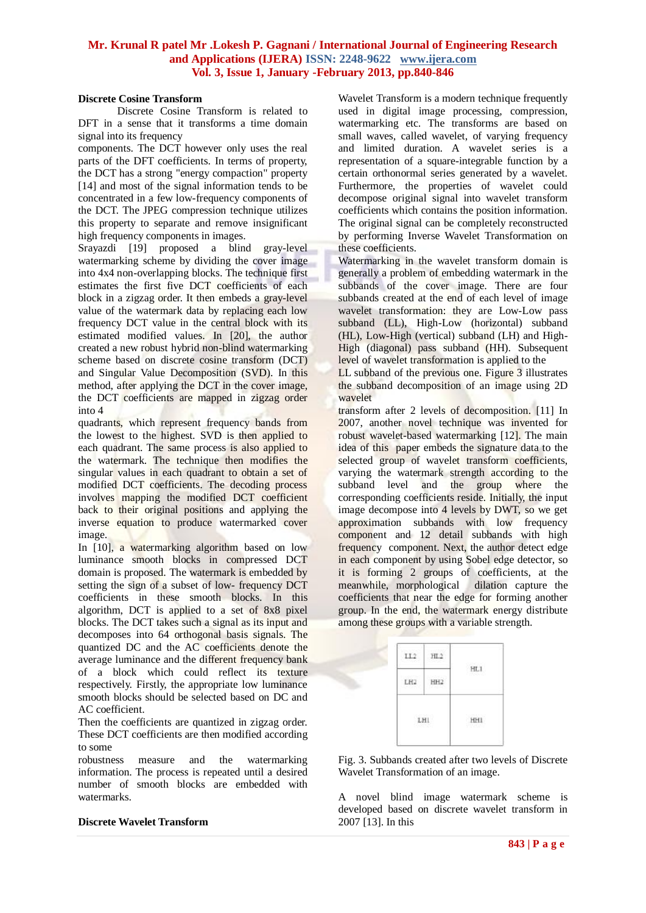### Discrete Cosine Transform

Discrete Cosine Transform is related to DFT in a sense that it transforms a time domain signal into its frequency components. The DCT however only uses the real parts of the DFT coefficients. In terms of property, the DCT has a strong "energy compaction" property [14] and most of the signal information tends to be concentrated in a few low-frequency components of the DCT. The JPEG compression technique utilizes this property to separate and remove insignificant high frequency components in images.

Srayazdi [19] proposed a blind gray-level watermarking scheme by dividing the cover image into 4x4 non-overlapping blocks. The technique first estimates the first five DCT coefficients of each block in a zigzag order. It then embeds a gray-level value of the watermark data by replacing each low frequency DCT value in the central block with its estimated modified values. In [20], the author created a new robust hybrid non-blind watermarking scheme based on discrete cosine transform (DCT) and Singular Value Decomposition (SVD). In this method, after applying the DCT in the cover image, the DCT coefficients are mapped in zigzag order into 4 quadrants, which represent frequency bands from the lowest to the highest. SVD is then applied to each quadrant. The same process is also applied to the watermark. The technique then modifies the singular values in each quadrant to obtain a set of modified DCT coefficients. The decoding process involves mapping the modified DCT coefficient back to their original positions and applying the inverse equation to produce watermarked cover image.

In [10], a watermarking algorithm based on low luminance smooth blocks in compressed DCT domain is proposed. The watermark is embedded by setting the sign of a subset of low- frequency DCT coefficients in these smooth blocks. In this algorithm, DCT is applied to a set of 8x8 pixel blocks. The DCT takes such a signal as its input and decomposes into 64 orthogonal basis signals. The quantized DC and the AC coefficients denote the average luminance and the different frequency bank of a block which could reflect its texture respectively. Firstly, the appropriate low luminance smooth blocks should be selected based on DC and AC coefficient.

Then the coefficients are quantized in zigzag order. These DCT coefficients are then modified according to some robustness measure and the watermarking information. The process is repeated until a desired number of smooth blocks are embedded with watermarks.

### Discrete Wavelet Transform

Wavelet Transform is a modern technique frequently used in digital image processing, compression, watermarking etc. The transforms are based on small waves, called wavelet, of varying frequency and limited duration. A wavelet series is a representation of a square-integrable function by a certain orthonormal series generated by a wavelet. Furthermore, the properties of wavelet could decompose original signal into wavelet transform coefficients which contains the position information. The original signal can be completely reconstructed by performing Inverse Wavelet Transformation on these coefficients.

Watermarking in the wavelet transform domain is generally a problem of embedding watermark in the subbands of the cover image. There are four subbands created at the end of each level of image wavelet transformation: they are Low-Low pass subband (LL), High-Low (horizontal) subband (HL), Low-High (vertical) subband (LH) and High-High (diagonal) pass subband (HH). Subsequent level of wavelet transformation is applied to the LL subband of the previous one. Figure 3 illustrates the subband decomposition of an image using 2D wavelet transform after 2 levels of decomposition. [11] In 2007, another novel technique was invented for robust wavelet-based watermarking [12]. The main idea of this paper embeds the signature data to the selected group of wavelet transform coefficients, varying the watermark strength according to the subband level and the group where the corresponding coefficients reside. Initially, the input image decompose into 4 levels by DWT, so we get approximation subbands with low frequency component and 12 detail subbands with high frequency component. Next, the author detect edge in each component by using Sobel edge detector, so it is forming 2 groups of coefficients, at the meanwhile, morphological dilation capture the coefficients that near the edge for forming another group. In the end, the watermark energy distribute among these groups with a variable strength.

| LL2 | HL2 | HL1 |
|---|---|---|
| LH2 | HH2 | |
| LH1 | | HH1 |

Fig. 3. Subbands created after two levels of Discrete Wavelet Transformation of an image.

A novel blind image watermark scheme is developed based on discrete wavelet transform in 2007 [13]. In this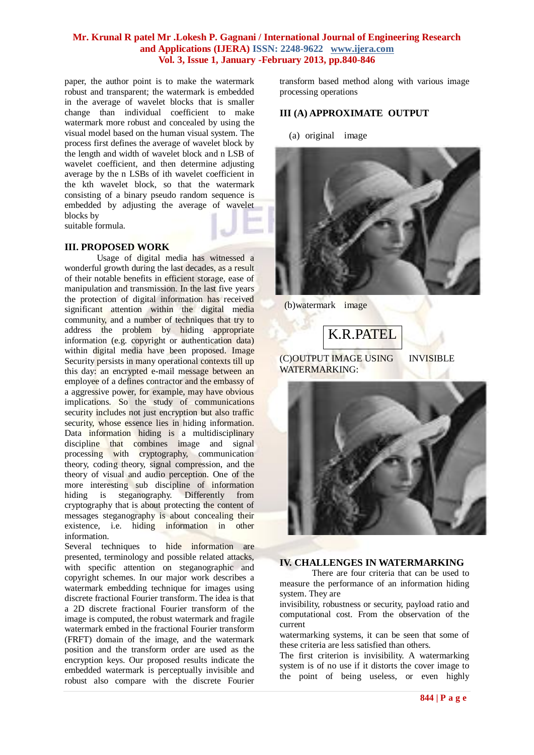paper, the author point is to make the watermark robust and transparent; the watermark is embedded in the average of wavelet blocks that is smaller change than individual coefficient to make watermark more robust and concealed by using the visual model based on the human visual system. The process first defines the average of wavelet block by the length and width of wavelet block and n LSB of wavelet coefficient, and then determine adjusting average by the n LSBs of ith wavelet coefficient in the kth wavelet block, so that the watermark consisting of a binary pseudo random sequence is embedded by adjusting the average of wavelet blocks by suitable formula.

## III. PROPOSED WORK

Usage of digital media has witnessed a wonderful growth during the last decades, as a result of their notable benefits in efficient storage, ease of manipulation and transmission. In the last five years the protection of digital information has received significant attention within the digital media community, and a number of techniques that try to address the problem by hiding appropriate information (e.g. copyright or authentication data) within digital media have been proposed. Image Security persists in many operational contexts till up this day: an encrypted e-mail message between an employee of a defines contractor and the embassy of a aggressive power, for example, may have obvious implications. So the study of communications security includes not just encryption but also traffic security, whose essence lies in hiding information. Data information hiding is a multidisciplinary discipline that combines image and signal processing with cryptography, communication theory, coding theory, signal compression, and the theory of visual and audio perception. One of the more interesting sub discipline of information hiding is steganography. Differently from cryptography that is about protecting the content of messages steganography is about concealing their existence, i.e. hiding information in other information.

Several techniques to hide information are presented, terminology and possible related attacks, with specific attention on steganographic and copyright schemes. In our major work describes a watermark embedding technique for images using discrete fractional Fourier transform. The idea is that a 2D discrete fractional Fourier transform of the image is computed, the robust watermark and fragile watermark embed in the fractional Fourier transform (FRFT) domain of the image, and the watermark position and the transform order are used as the encryption keys. Our proposed results indicate the embedded watermark is perceptually invisible and robust also compare with the discrete Fourier transform based method along with various image processing operations

## III (A) APPROXIMATE OUTPUT

(a) original image

(b)watermark image

K.R.PATEL

(C)OUTPUT IMAGE USING INVISIBLE WATERMARKING:

## IV. CHALLENGES IN WATERMARKING

There are four criteria that can be used to measure the performance of an information hiding system. They are invisibility, robustness or security, payload ratio and computational cost. From the observation of the current watermarking systems, it can be seen that some of these criteria are less satisfied than others.

The first criterion is invisibility. A watermarking system is of no use if it distorts the cover image to the point of being useless, or even highly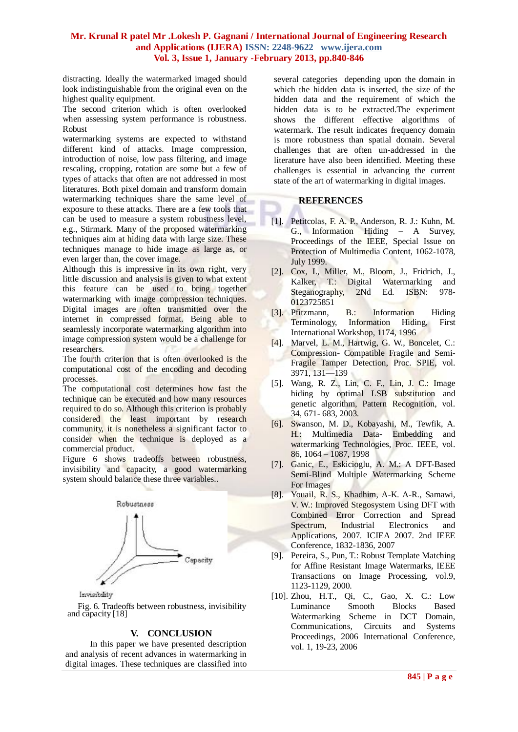distracting. Ideally the watermarked imaged should look indistinguishable from the original even on the highest quality equipment.

The second criterion which is often overlooked when assessing system performance is robustness. Robust

watermarking systems are expected to withstand different kind of attacks. Image compression, introduction of noise, low pass filtering, and image rescaling, cropping, rotation are some but a few of types of attacks that often are not addressed in most literatures. Both pixel domain and transform domain watermarking techniques share the same level of exposure to these attacks. There are a few tools that can be used to measure a system robustness level, e.g., Stirmark. Many of the proposed watermarking techniques aim at hiding data with large size. These techniques manage to hide image as large as, or even larger than, the cover image.

Although this is impressive in its own right, very little discussion and analysis is given to what extent this feature can be used to bring together watermarking with image compression techniques. Digital images are often transmitted over the internet in compressed format. Being able to seamlessly incorporate watermarking algorithm into image compression system would be a challenge for researchers.

The fourth criterion that is often overlooked is the computational cost of the encoding and decoding processes.

The computational cost determines how fast the technique can be executed and how many resources required to do so. Although this criterion is probably considered the least important by research community, it is nonetheless a significant factor to consider when the technique is deployed as a commercial product.

Figure 6 shows tradeoffs between robustness, invisibility and capacity, a good watermarking system should balance these three variables..

Fig. 6. Tradeoffs between robustness, invisibility and capacity [18]

## V. CONCLUSION

In this paper we have presented description and analysis of recent advances in watermarking in digital images. These techniques are classified into several categories depending upon the domain in which the hidden data is inserted, the size of the hidden data and the requirement of which the hidden data is to be extracted.The experiment shows the different effective algorithms of watermark. The result indicates frequency domain is more robustness than spatial domain. Several challenges that are often un-addressed in the literature have also been identified. Meeting these challenges is essential in advancing the current state of the art of watermarking in digital images.

## REFERENCES

[1]. Petitcolas, F. A. P., Anderson, R. J.: Kuhn, M. G., Information Hiding – A Survey, Proceedings of the IEEE, Special Issue on Protection of Multimedia Content, 1062-1078, July 1999.

[2]. Cox, I., Miller, M., Bloom, J., Fridrich, J., Kalker, T.: Digital Watermarking and Steganography, 2Nd Ed. ISBN: 978-0123725851

[3]. Pfitzmann, B.: Information Hiding Terminology, Information Hiding, First International Workshop, 1174, 1996

[4]. Marvel, L. M., Hartwig, G. W., Boncelet, C.: Compression- Compatible Fragile and Semi-Fragile Tamper Detection, Proc. SPIE, vol. 3971, 131—139

[5]. Wang, R. Z., Lin, C. F., Lin, J. C.: Image hiding by optimal LSB substitution and genetic algorithm, Pattern Recognition, vol. 34, 671- 683, 2003.

[6]. Swanson, M. D., Kobayashi, M., Tewfik, A. H.: Multimedia Data- Embedding and watermarking Technologies, Proc. IEEE, vol. 86, 1064 – 1087, 1998

[7]. Ganic, E., Eskicioglu, A. M.: A DFT-Based Semi-Blind Multiple Watermarking Scheme For Images

[8]. Youail, R. S., Khadhim, A-K. A-R., Samawi, V. W.: Improved Stegosystem Using DFT with Combined Error Correction and Spread Spectrum, Industrial Electronics and Applications, 2007. ICIEA 2007. 2nd IEEE Conference, 1832-1836, 2007

[9]. Pereira, S., Pun, T.: Robust Template Matching for Affine Resistant Image Watermarks, IEEE Transactions on Image Processing, vol.9, 1123-1129, 2000.

[10]. Zhou, H.T., Qi, C., Gao, X. C.: Low Luminance Smooth Blocks Based Watermarking Scheme in DCT Domain, Communications, Circuits and Systems Proceedings, 2006 International Conference, vol. 1, 19-23, 2006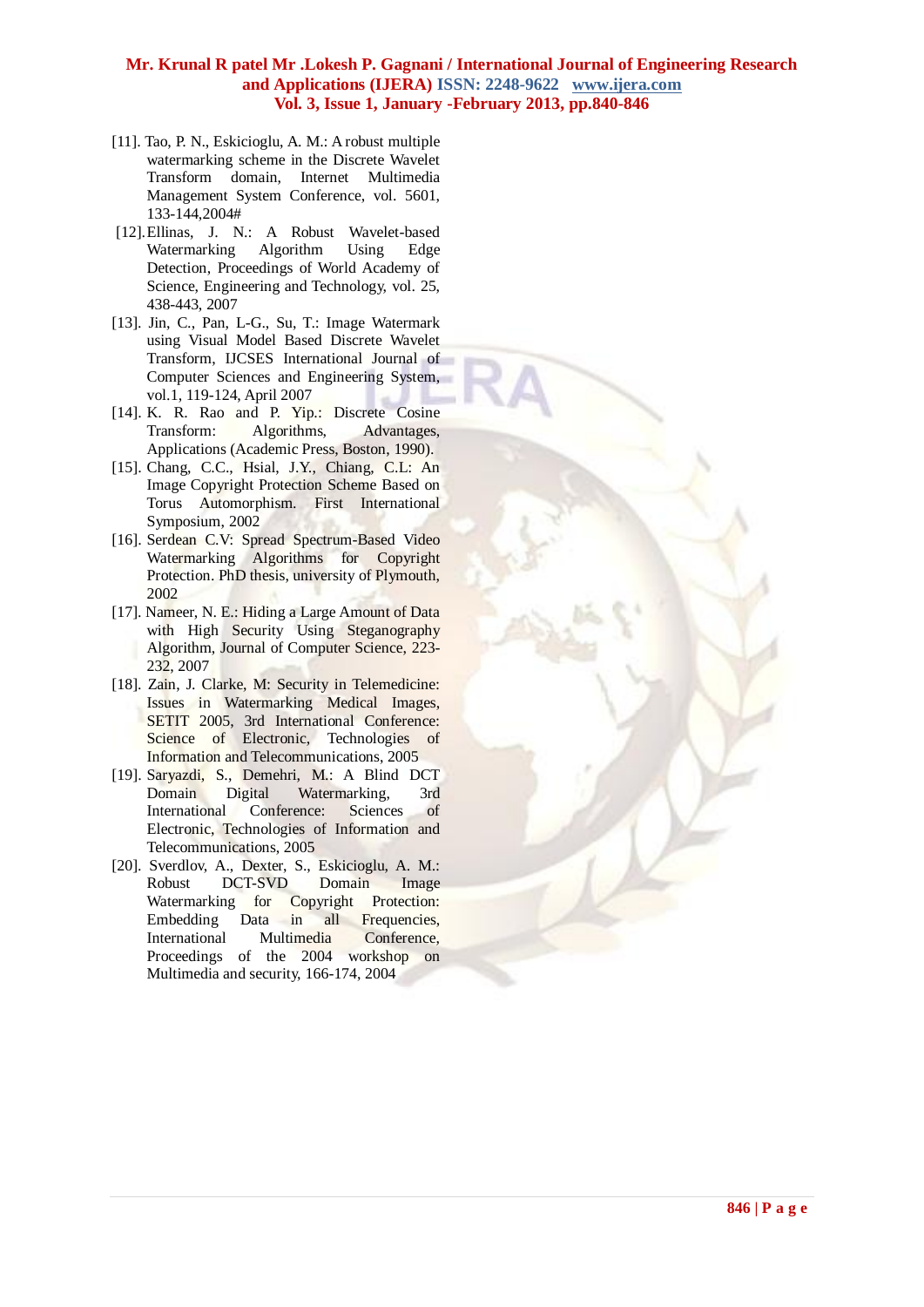[11]. Tao, P. N., Eskicioglu, A. M.: A robust multiple watermarking scheme in the Discrete Wavelet Transform domain, Internet Multimedia Management System Conference, vol. 5601, 133-144,2004#

[12]. Ellinas, J. N.: A Robust Wavelet-based Watermarking Algorithm Using Edge Detection, Proceedings of World Academy of Science, Engineering and Technology, vol. 25, 438-443, 2007

[13]. Jin, C., Pan, L-G., Su, T.: Image Watermark using Visual Model Based Discrete Wavelet Transform, IJCSES International Journal of Computer Sciences and Engineering System, vol.1, 119-124, April 2007

[14]. K. R. Rao and P. Yip.: Discrete Cosine Transform: Algorithms, Advantages, Applications (Academic Press, Boston, 1990).

[15]. Chang, C.C., Hsial, J.Y., Chiang, C.L: An Image Copyright Protection Scheme Based on Torus Automorphism. First International Symposium, 2002

[16]. Serdean C.V: Spread Spectrum-Based Video Watermarking Algorithms for Copyright Protection. PhD thesis, university of Plymouth, 2002

[17]. Nameer, N. E.: Hiding a Large Amount of Data with High Security Using Steganography Algorithm, Journal of Computer Science, 223-232, 2007

[18]. Zain, J. Clarke, M: Security in Telemedicine: Issues in Watermarking Medical Images, SETIT 2005, 3rd International Conference: Science of Electronic, Technologies of Information and Telecommunications, 2005

[19]. Saryazdi, S., Demehri, M.: A Blind DCT Domain Digital Watermarking, 3rd International Conference: Sciences of Electronic, Technologies of Information and Telecommunications, 2005

[20]. Sverdlov, A., Dexter, S., Eskicioglu, A. M.: Robust DCT-SVD Domain Image Watermarking for Copyright Protection: Embedding Data in all Frequencies, International Multimedia Conference, Proceedings of the 2004 workshop on Multimedia and security, 166-174, 2004